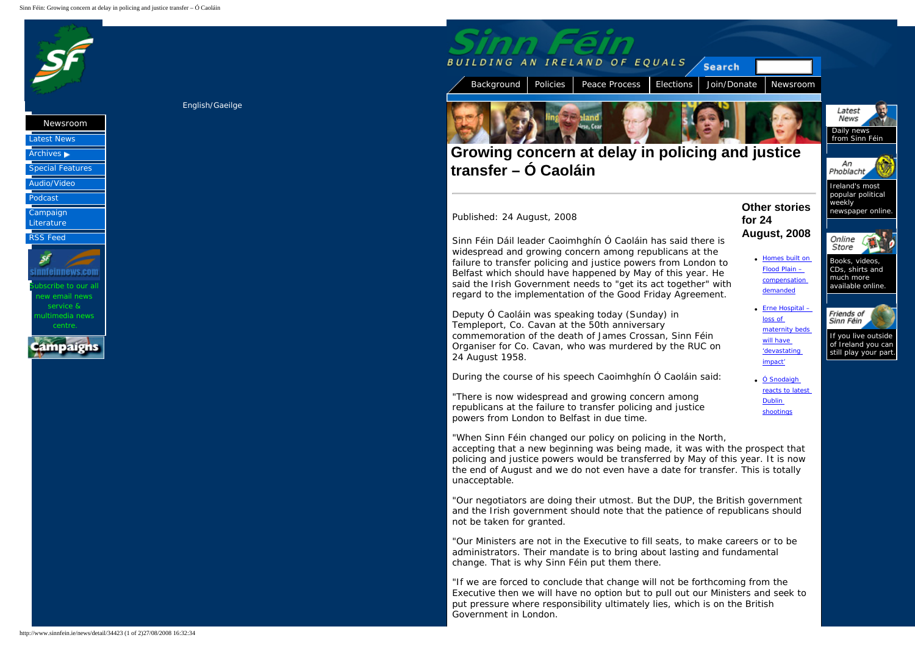English/Gaeilge

- Newsroom
- Latest News
- Archives
- Special Features
- Audio/Video
- Podcast
- Campaign Literature
- RSS Feed

Subscribe to our all new email news service & multimedia news centre.

Sinn Féin

BUILDING AN IRELAND OF EQUALS

Search

Background | Policies | Peace Process | Elections | Join/Donate | Newsroom

# Growing concern at delay in policing and justice transfer – Ó Caoláin

Published: 24 August, 2008

Sinn Féin Dáil leader Caoimhghín Ó Caoláin has said there is widespread and growing concern among republicans at the failure to transfer policing and justice powers from London to Belfast which should have happened by May of this year. He said the Irish Government needs to "get its act together" with regard to the implementation of the Good Friday Agreement.

Deputy Ó Caoláin was speaking today (Sunday) in Templeport, Co. Cavan at the 50th anniversary commemoration of the death of James Crossan, Sinn Féin Organiser for Co. Cavan, who was murdered by the RUC on 24 August 1958.

During the course of his speech Caoimhghín Ó Caoláin said:

"There is now widespread and growing concern among republicans at the failure to transfer policing and justice powers from London to Belfast in due time.

"When Sinn Féin changed our policy on policing in the North, accepting that a new beginning was being made, it was with the prospect that policing and justice powers would be transferred by May of this year. It is now the end of August and we do not even have a date for transfer. This is totally unacceptable.

"Our negotiators are doing their utmost. But the DUP, the British government and the Irish government should note that the patience of republicans should not be taken for granted.

"Our Ministers are not in the Executive to fill seats, to make careers or to be administrators. Their mandate is to bring about lasting and fundamental change. That is why Sinn Féin put them there.

"If we are forced to conclude that change will not be forthcoming from the Executive then we will have no option but to pull out our Ministers and seek to put pressure where responsibility ultimately lies, which is on the British Government in London.

## Other stories for 24 August, 2008

- Homes built on Flood Plain – compensation demanded
- Erne Hospital – loss of maternity beds will have 'devastating impact'
- Ó Snodaigh reacts to latest Dublin shootings

Latest News – Daily news from Sinn Féin

An Phoblacht – Ireland's most popular political weekly newspaper online.

Online Store – Books, videos, CDs, shirts and much more available online.

Friends of Sinn Féin – If you live outside of Ireland you can still play your part.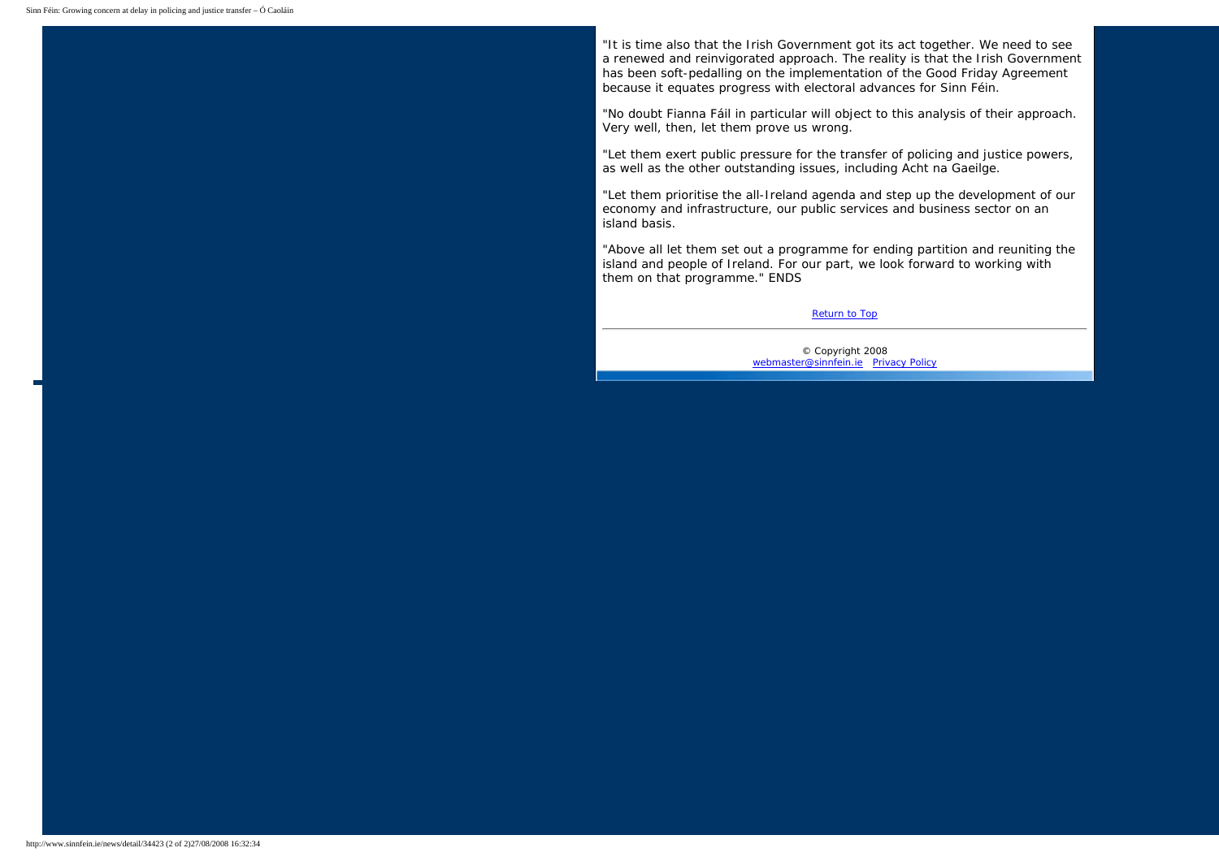"It is time also that the Irish Government got its act together. We need to see a renewed and reinvigorated approach. The reality is that the Irish Government has been soft-pedalling on the implementation of the Good Friday Agreement because it equates progress with electoral advances for Sinn Féin.

"No doubt Fianna Fáil in particular will object to this analysis of their approach. Very well, then, let them prove us wrong.

"Let them exert public pressure for the transfer of policing and justice powers, as well as the other outstanding issues, including Acht na Gaeilge.

"Let them prioritise the all-Ireland agenda and step up the development of our economy and infrastructure, our public services and business sector on an island basis.

"Above all let them set out a programme for ending partition and reuniting the island and people of Ireland. For our part, we look forward to working with them on that programme." ENDS

Return to Top

---

© Copyright 2008
webmaster@sinnfein.ie Privacy Policy